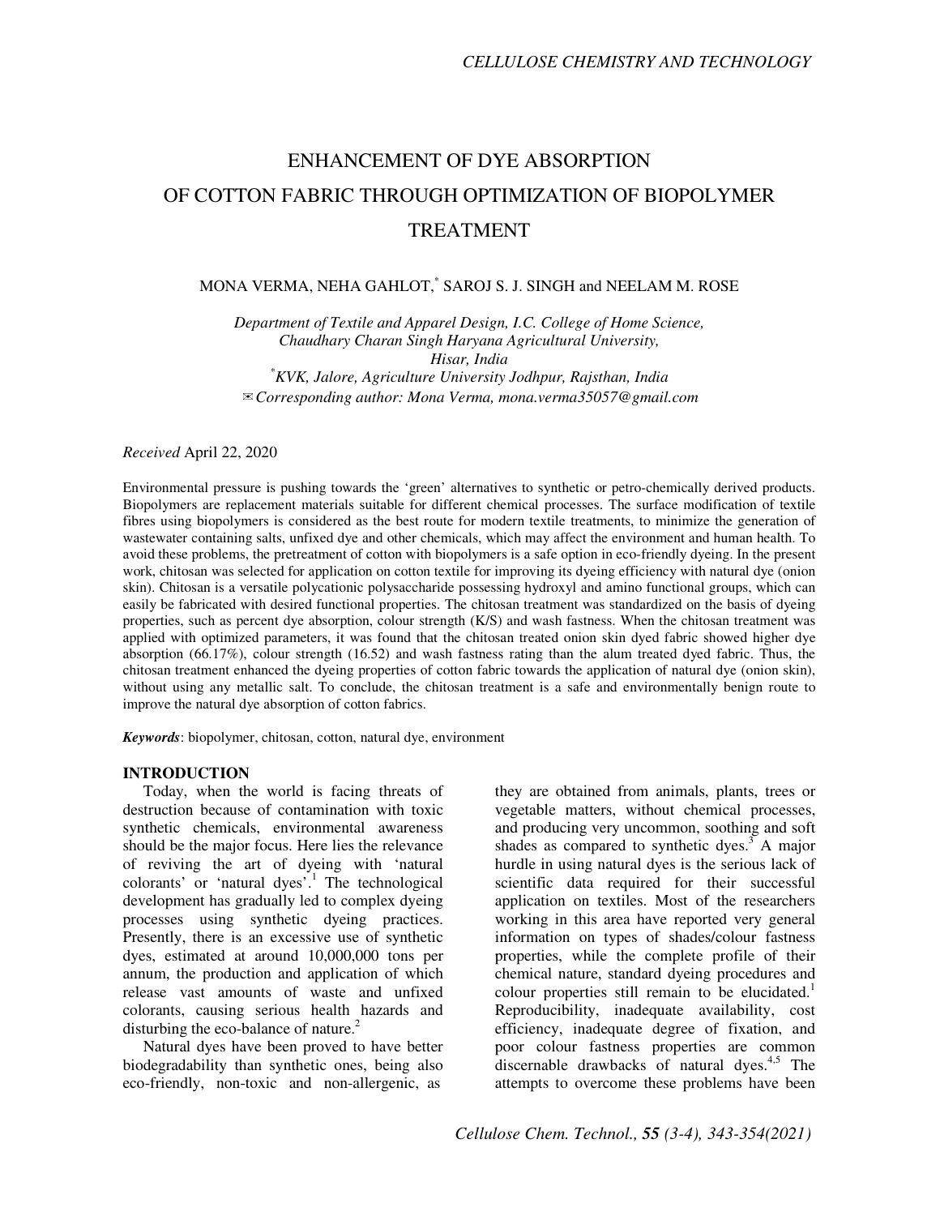# ENHANCEMENT OF DYE ABSORPTION OF COTTON FABRIC THROUGH OPTIMIZATION OF BIOPOLYMER TREATMENT

MONA VERMA, NEHA GAHLOT,[*] SAROJ S. J. SINGH and NEELAM M. ROSE

*Department of Textile and Apparel Design, I.C. College of Home Science, Chaudhary Charan Singh Haryana Agricultural University, Hisar, India*
[*]*KVK, Jalore, Agriculture University Jodhpur, Rajsthan, India*
✉*Corresponding author: Mona Verma, mona.verma35057@gmail.com*

*Received* April 22, 2020

Environmental pressure is pushing towards the 'green' alternatives to synthetic or petro-chemically derived products. Biopolymers are replacement materials suitable for different chemical processes. The surface modification of textile fibres using biopolymers is considered as the best route for modern textile treatments, to minimize the generation of wastewater containing salts, unfixed dye and other chemicals, which may affect the environment and human health. To avoid these problems, the pretreatment of cotton with biopolymers is a safe option in eco-friendly dyeing. In the present work, chitosan was selected for application on cotton textile for improving its dyeing efficiency with natural dye (onion skin). Chitosan is a versatile polycationic polysaccharide possessing hydroxyl and amino functional groups, which can easily be fabricated with desired functional properties. The chitosan treatment was standardized on the basis of dyeing properties, such as percent dye absorption, colour strength (K/S) and wash fastness. When the chitosan treatment was applied with optimized parameters, it was found that the chitosan treated onion skin dyed fabric showed higher dye absorption (66.17%), colour strength (16.52) and wash fastness rating than the alum treated dyed fabric. Thus, the chitosan treatment enhanced the dyeing properties of cotton fabric towards the application of natural dye (onion skin), without using any metallic salt. To conclude, the chitosan treatment is a safe and environmentally benign route to improve the natural dye absorption of cotton fabrics.

***Keywords***: biopolymer, chitosan, cotton, natural dye, environment

## INTRODUCTION

Today, when the world is facing threats of destruction because of contamination with toxic synthetic chemicals, environmental awareness should be the major focus. Here lies the relevance of reviving the art of dyeing with 'natural colorants' or 'natural dyes'.[1] The technological development has gradually led to complex dyeing processes using synthetic dyeing practices. Presently, there is an excessive use of synthetic dyes, estimated at around 10,000,000 tons per annum, the production and application of which release vast amounts of waste and unfixed colorants, causing serious health hazards and disturbing the eco-balance of nature.[2]

Natural dyes have been proved to have better biodegradability than synthetic ones, being also eco-friendly, non-toxic and non-allergenic, as they are obtained from animals, plants, trees or vegetable matters, without chemical processes, and producing very uncommon, soothing and soft shades as compared to synthetic dyes.[3] A major hurdle in using natural dyes is the serious lack of scientific data required for their successful application on textiles. Most of the researchers working in this area have reported very general information on types of shades/colour fastness properties, while the complete profile of their chemical nature, standard dyeing procedures and colour properties still remain to be elucidated.[1] Reproducibility, inadequate availability, cost efficiency, inadequate degree of fixation, and poor colour fastness properties are common discernable drawbacks of natural dyes.[4,5] The attempts to overcome these problems have been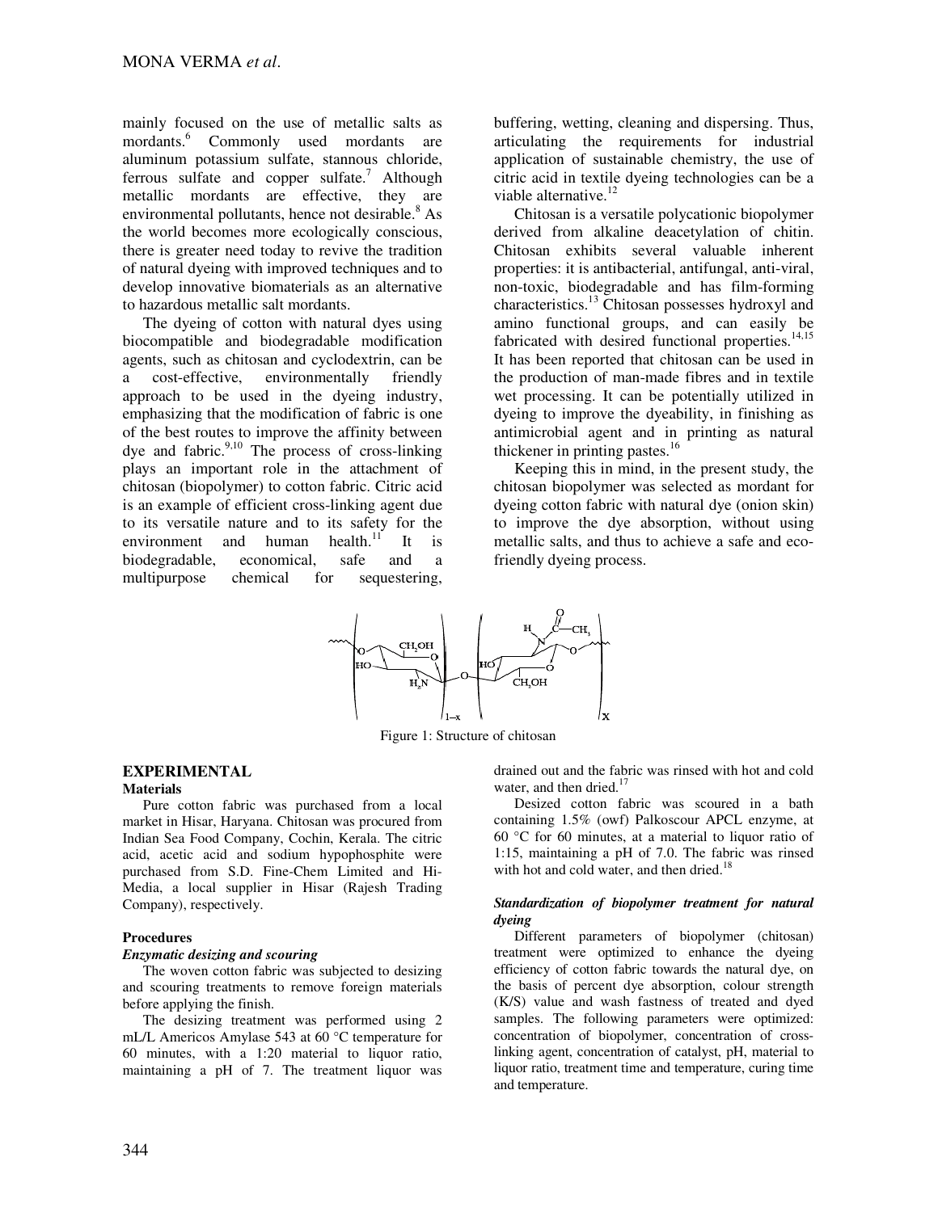mainly focused on the use of metallic salts as mordants.[6] Commonly used mordants are aluminum potassium sulfate, stannous chloride, ferrous sulfate and copper sulfate.[7] Although metallic mordants are effective, they are environmental pollutants, hence not desirable.[8] As the world becomes more ecologically conscious, there is greater need today to revive the tradition of natural dyeing with improved techniques and to develop innovative biomaterials as an alternative to hazardous metallic salt mordants.

The dyeing of cotton with natural dyes using biocompatible and biodegradable modification agents, such as chitosan and cyclodextrin, can be a cost-effective, environmentally friendly approach to be used in the dyeing industry, emphasizing that the modification of fabric is one of the best routes to improve the affinity between dye and fabric.[9,10] The process of cross-linking plays an important role in the attachment of chitosan (biopolymer) to cotton fabric. Citric acid is an example of efficient cross-linking agent due to its versatile nature and to its safety for the environment and human health.[11] It is biodegradable, economical, safe and a multipurpose chemical for sequestering, buffering, wetting, cleaning and dispersing. Thus, articulating the requirements for industrial application of sustainable chemistry, the use of citric acid in textile dyeing technologies can be a viable alternative.[12]

Chitosan is a versatile polycationic biopolymer derived from alkaline deacetylation of chitin. Chitosan exhibits several valuable inherent properties: it is antibacterial, antifungal, anti-viral, non-toxic, biodegradable and has film-forming characteristics.[13] Chitosan possesses hydroxyl and amino functional groups, and can easily be fabricated with desired functional properties.[14,15] It has been reported that chitosan can be used in the production of man-made fibres and in textile wet processing. It can be potentially utilized in dyeing to improve the dyeability, in finishing as antimicrobial agent and in printing as natural thickener in printing pastes.[16]

Keeping this in mind, in the present study, the chitosan biopolymer was selected as mordant for dyeing cotton fabric with natural dye (onion skin) to improve the dye absorption, without using metallic salts, and thus to achieve a safe and eco-friendly dyeing process.

Figure 1: Structure of chitosan

## EXPERIMENTAL

### Materials

Pure cotton fabric was purchased from a local market in Hisar, Haryana. Chitosan was procured from Indian Sea Food Company, Cochin, Kerala. The citric acid, acetic acid and sodium hypophosphite were purchased from S.D. Fine-Chem Limited and Hi-Media, a local supplier in Hisar (Rajesh Trading Company), respectively.

### Procedures

#### *Enzymatic desizing and scouring*

The woven cotton fabric was subjected to desizing and scouring treatments to remove foreign materials before applying the finish.

The desizing treatment was performed using 2 mL/L Americos Amylase 543 at 60 °C temperature for 60 minutes, with a 1:20 material to liquor ratio, maintaining a pH of 7. The treatment liquor was drained out and the fabric was rinsed with hot and cold water, and then dried.[17]

Desized cotton fabric was scoured in a bath containing 1.5% (owf) Palkoscour APCL enzyme, at 60 °C for 60 minutes, at a material to liquor ratio of 1:15, maintaining a pH of 7.0. The fabric was rinsed with hot and cold water, and then dried.[18]

#### *Standardization of biopolymer treatment for natural dyeing*

Different parameters of biopolymer (chitosan) treatment were optimized to enhance the dyeing efficiency of cotton fabric towards the natural dye, on the basis of percent dye absorption, colour strength (K/S) value and wash fastness of treated and dyed samples. The following parameters were optimized: concentration of biopolymer, concentration of cross-linking agent, concentration of catalyst, pH, material to liquor ratio, treatment time and temperature, curing time and temperature.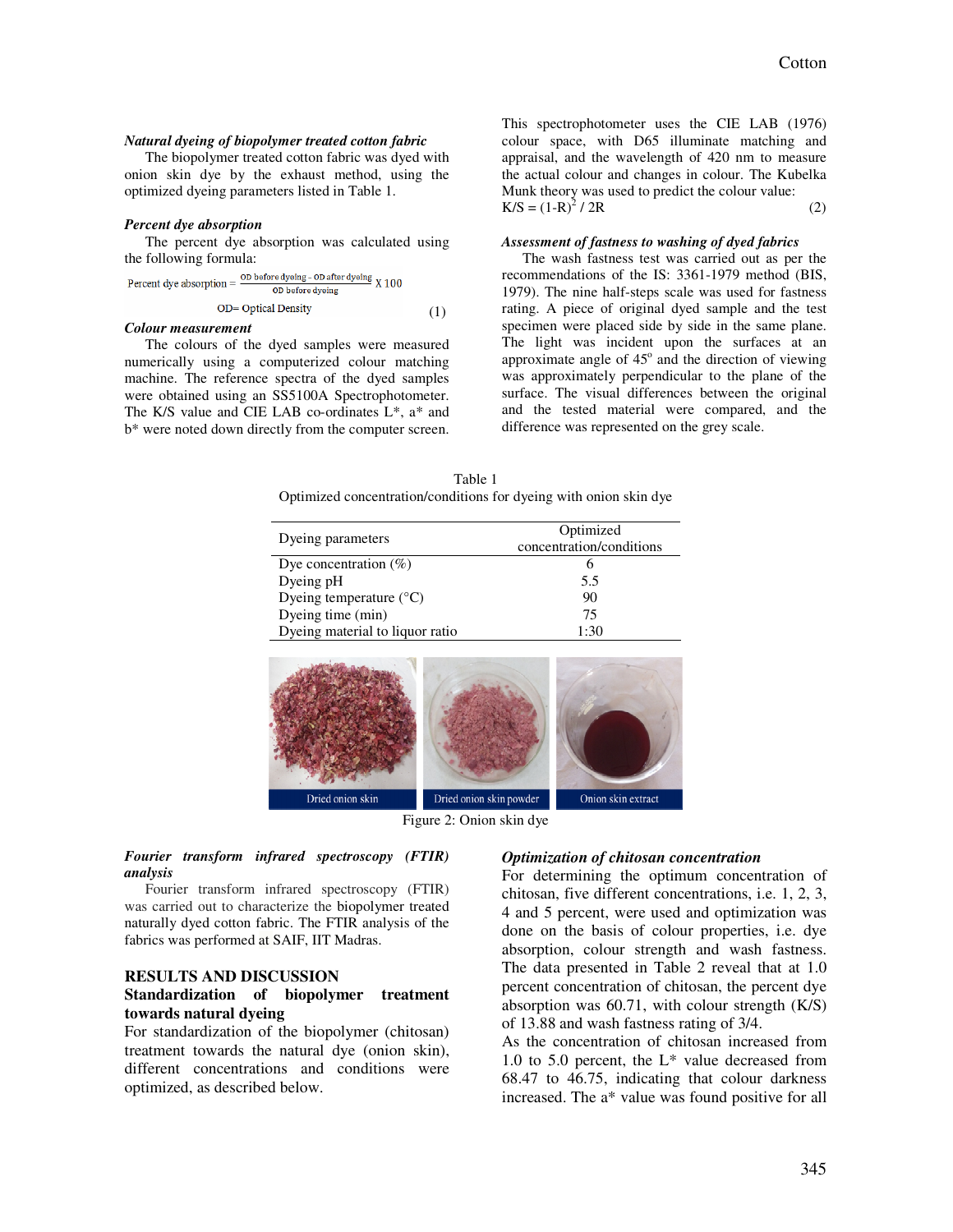### *Natural dyeing of biopolymer treated cotton fabric*

The biopolymer treated cotton fabric was dyed with onion skin dye by the exhaust method, using the optimized dyeing parameters listed in Table 1.

### *Percent dye absorption*

The percent dye absorption was calculated using the following formula:

$$\text{Percent dye absorption} = \frac{\text{OD before dyeing} - \text{OD after dyeing}}{\text{OD before dyeing}} \times 100 \quad (1)$$

OD= Optical Density

### *Colour measurement*

The colours of the dyed samples were measured numerically using a computerized colour matching machine. The reference spectra of the dyed samples were obtained using an SS5100A Spectrophotometer. The K/S value and CIE LAB co-ordinates L*, a* and b* were noted down directly from the computer screen. This spectrophotometer uses the CIE LAB (1976) colour space, with D65 illuminate matching and appraisal, and the wavelength of 420 nm to measure the actual colour and changes in colour. The Kubelka Munk theory was used to predict the colour value:

$$K/S = (1-R)^2 / 2R \quad (2)$$

### *Assessment of fastness to washing of dyed fabrics*

The wash fastness test was carried out as per the recommendations of the IS: 3361-1979 method (BIS, 1979). The nine half-steps scale was used for fastness rating. A piece of original dyed sample and the test specimen were placed side by side in the same plane. The light was incident upon the surfaces at an approximate angle of 45° and the direction of viewing was approximately perpendicular to the plane of the surface. The visual differences between the original and the tested material were compared, and the difference was represented on the grey scale.

Table 1
Optimized concentration/conditions for dyeing with onion skin dye

| Dyeing parameters | Optimized concentration/conditions |
|---|---|
| Dye concentration (%) | 6 |
| Dyeing pH | 5.5 |
| Dyeing temperature (°C) | 90 |
| Dyeing time (min) | 75 |
| Dyeing material to liquor ratio | 1:30 |

Dried onion skin | Dried onion skin powder | Onion skin extract

Figure 2: Onion skin dye

### *Fourier transform infrared spectroscopy (FTIR) analysis*

Fourier transform infrared spectroscopy (FTIR) was carried out to characterize the biopolymer treated naturally dyed cotton fabric. The FTIR analysis of the fabrics was performed at SAIF, IIT Madras.

## RESULTS AND DISCUSSION

### Standardization of biopolymer treatment towards natural dyeing

For standardization of the biopolymer (chitosan) treatment towards the natural dye (onion skin), different concentrations and conditions were optimized, as described below.

### *Optimization of chitosan concentration*

For determining the optimum concentration of chitosan, five different concentrations, i.e. 1, 2, 3, 4 and 5 percent, were used and optimization was done on the basis of colour properties, i.e. dye absorption, colour strength and wash fastness. The data presented in Table 2 reveal that at 1.0 percent concentration of chitosan, the percent dye absorption was 60.71, with colour strength (K/S) of 13.88 and wash fastness rating of 3/4.

As the concentration of chitosan increased from 1.0 to 5.0 percent, the L* value decreased from 68.47 to 46.75, indicating that colour darkness increased. The a* value was found positive for all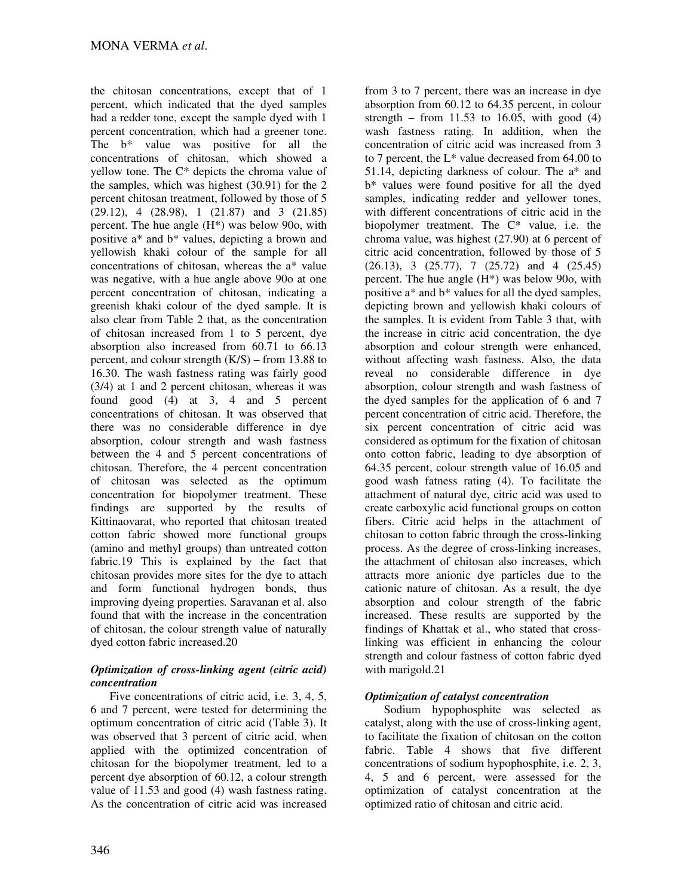the chitosan concentrations, except that of 1 percent, which indicated that the dyed samples had a redder tone, except the sample dyed with 1 percent concentration, which had a greener tone. The b* value was positive for all the concentrations of chitosan, which showed a yellow tone. The C* depicts the chroma value of the samples, which was highest (30.91) for the 2 percent chitosan treatment, followed by those of 5 (29.12), 4 (28.98), 1 (21.87) and 3 (21.85) percent. The hue angle (H*) was below 90o, with positive a* and b* values, depicting a brown and yellowish khaki colour of the sample for all concentrations of chitosan, whereas the a* value was negative, with a hue angle above 90o at one percent concentration of chitosan, indicating a greenish khaki colour of the dyed sample. It is also clear from Table 2 that, as the concentration of chitosan increased from 1 to 5 percent, dye absorption also increased from 60.71 to 66.13 percent, and colour strength (K/S) – from 13.88 to 16.30. The wash fastness rating was fairly good (3/4) at 1 and 2 percent chitosan, whereas it was found good (4) at 3, 4 and 5 percent concentrations of chitosan. It was observed that there was no considerable difference in dye absorption, colour strength and wash fastness between the 4 and 5 percent concentrations of chitosan. Therefore, the 4 percent concentration of chitosan was selected as the optimum concentration for biopolymer treatment. These findings are supported by the results of Kittinaovarat, who reported that chitosan treated cotton fabric showed more functional groups (amino and methyl groups) than untreated cotton fabric.[19] This is explained by the fact that chitosan provides more sites for the dye to attach and form functional hydrogen bonds, thus improving dyeing properties. Saravanan et al. also found that with the increase in the concentration of chitosan, the colour strength value of naturally dyed cotton fabric increased.[20]

### *Optimization of cross-linking agent (citric acid) concentration*

Five concentrations of citric acid, i.e. 3, 4, 5, 6 and 7 percent, were tested for determining the optimum concentration of citric acid (Table 3). It was observed that 3 percent of citric acid, when applied with the optimized concentration of chitosan for the biopolymer treatment, led to a percent dye absorption of 60.12, a colour strength value of 11.53 and good (4) wash fastness rating. As the concentration of citric acid was increased from 3 to 7 percent, there was an increase in dye absorption from 60.12 to 64.35 percent, in colour strength – from 11.53 to 16.05, with good (4) wash fastness rating. In addition, when the concentration of citric acid was increased from 3 to 7 percent, the L* value decreased from 64.00 to 51.14, depicting darkness of colour. The a* and b* values were found positive for all the dyed samples, indicating redder and yellower tones, with different concentrations of citric acid in the biopolymer treatment. The C* value, i.e. the chroma value, was highest (27.90) at 6 percent of citric acid concentration, followed by those of 5 (26.13), 3 (25.77), 7 (25.72) and 4 (25.45) percent. The hue angle (H*) was below 90o, with positive a* and b* values for all the dyed samples, depicting brown and yellowish khaki colours of the samples. It is evident from Table 3 that, with the increase in citric acid concentration, the dye absorption and colour strength were enhanced, without affecting wash fastness. Also, the data reveal no considerable difference in dye absorption, colour strength and wash fastness of the dyed samples for the application of 6 and 7 percent concentration of citric acid. Therefore, the six percent concentration of citric acid was considered as optimum for the fixation of chitosan onto cotton fabric, leading to dye absorption of 64.35 percent, colour strength value of 16.05 and good wash fatness rating (4). To facilitate the attachment of natural dye, citric acid was used to create carboxylic acid functional groups on cotton fibers. Citric acid helps in the attachment of chitosan to cotton fabric through the cross-linking process. As the degree of cross-linking increases, the attachment of chitosan also increases, which attracts more anionic dye particles due to the cationic nature of chitosan. As a result, the dye absorption and colour strength of the fabric increased. These results are supported by the findings of Khattak et al., who stated that cross-linking was efficient in enhancing the colour strength and colour fastness of cotton fabric dyed with marigold.[21]

### *Optimization of catalyst concentration*

Sodium hypophosphite was selected as catalyst, along with the use of cross-linking agent, to facilitate the fixation of chitosan on the cotton fabric. Table 4 shows that five different concentrations of sodium hypophosphite, i.e. 2, 3, 4, 5 and 6 percent, were assessed for the optimization of catalyst concentration at the optimized ratio of chitosan and citric acid.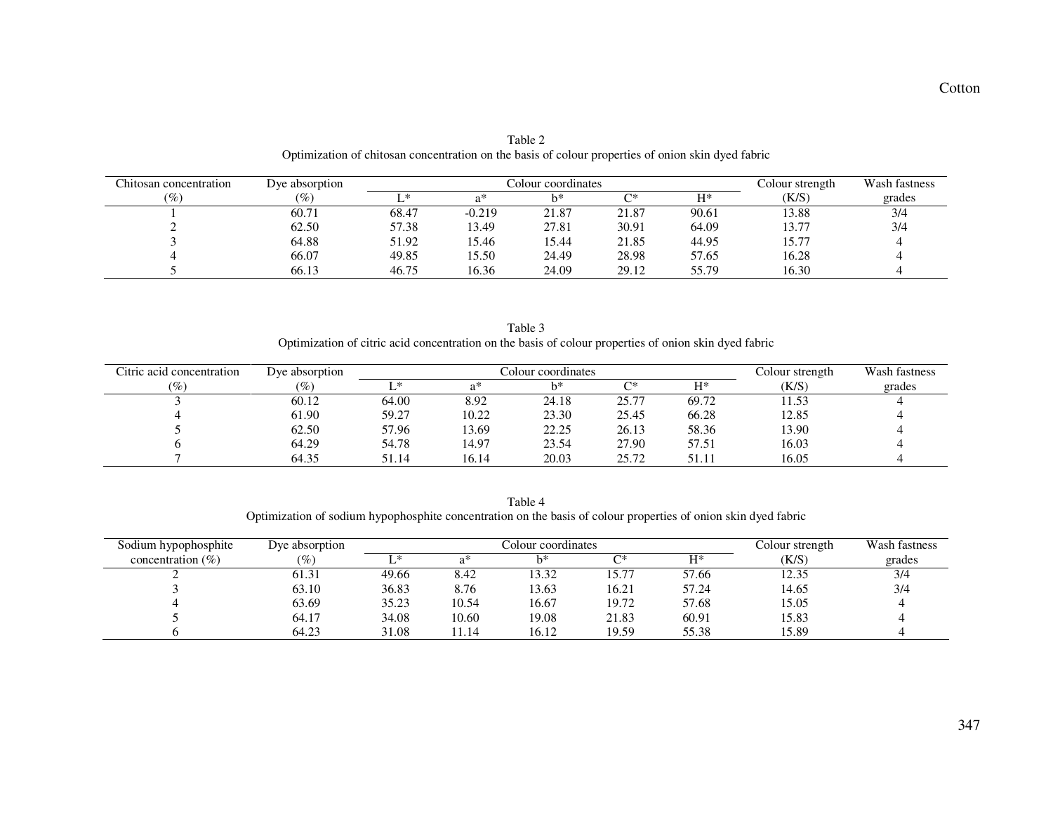Table 2
Optimization of chitosan concentration on the basis of colour properties of onion skin dyed fabric

| Chitosan concentration (%) | Dye absorption (%) | Colour coordinates | | | | | Colour strength (K/S) | Wash fastness grades |
|---|---|---|---|---|---|---|---|---|
| | | L* | a* | b* | C* | H* | | |
| 1 | 60.71 | 68.47 | -0.219 | 21.87 | 21.87 | 90.61 | 13.88 | 3/4 |
| 2 | 62.50 | 57.38 | 13.49 | 27.81 | 30.91 | 64.09 | 13.77 | 3/4 |
| 3 | 64.88 | 51.92 | 15.46 | 15.44 | 21.85 | 44.95 | 15.77 | 4 |
| 4 | 66.07 | 49.85 | 15.50 | 24.49 | 28.98 | 57.65 | 16.28 | 4 |
| 5 | 66.13 | 46.75 | 16.36 | 24.09 | 29.12 | 55.79 | 16.30 | 4 |

Table 3
Optimization of citric acid concentration on the basis of colour properties of onion skin dyed fabric

| Citric acid concentration (%) | Dye absorption (%) | Colour coordinates | | | | | Colour strength (K/S) | Wash fastness grades |
|---|---|---|---|---|---|---|---|---|
| | | L* | a* | b* | C* | H* | | |
| 3 | 60.12 | 64.00 | 8.92 | 24.18 | 25.77 | 69.72 | 11.53 | 4 |
| 4 | 61.90 | 59.27 | 10.22 | 23.30 | 25.45 | 66.28 | 12.85 | 4 |
| 5 | 62.50 | 57.96 | 13.69 | 22.25 | 26.13 | 58.36 | 13.90 | 4 |
| 6 | 64.29 | 54.78 | 14.97 | 23.54 | 27.90 | 57.51 | 16.03 | 4 |
| 7 | 64.35 | 51.14 | 16.14 | 20.03 | 25.72 | 51.11 | 16.05 | 4 |

Table 4
Optimization of sodium hypophosphite concentration on the basis of colour properties of onion skin dyed fabric

| Sodium hypophosphite concentration (%) | Dye absorption (%) | Colour coordinates | | | | | Colour strength (K/S) | Wash fastness grades |
|---|---|---|---|---|---|---|---|---|
| | | L* | a* | b* | C* | H* | | |
| 2 | 61.31 | 49.66 | 8.42 | 13.32 | 15.77 | 57.66 | 12.35 | 3/4 |
| 3 | 63.10 | 36.83 | 8.76 | 13.63 | 16.21 | 57.24 | 14.65 | 3/4 |
| 4 | 63.69 | 35.23 | 10.54 | 16.67 | 19.72 | 57.68 | 15.05 | 4 |
| 5 | 64.17 | 34.08 | 10.60 | 19.08 | 21.83 | 60.91 | 15.83 | 4 |
| 6 | 64.23 | 31.08 | 11.14 | 16.12 | 19.59 | 55.38 | 15.89 | 4 |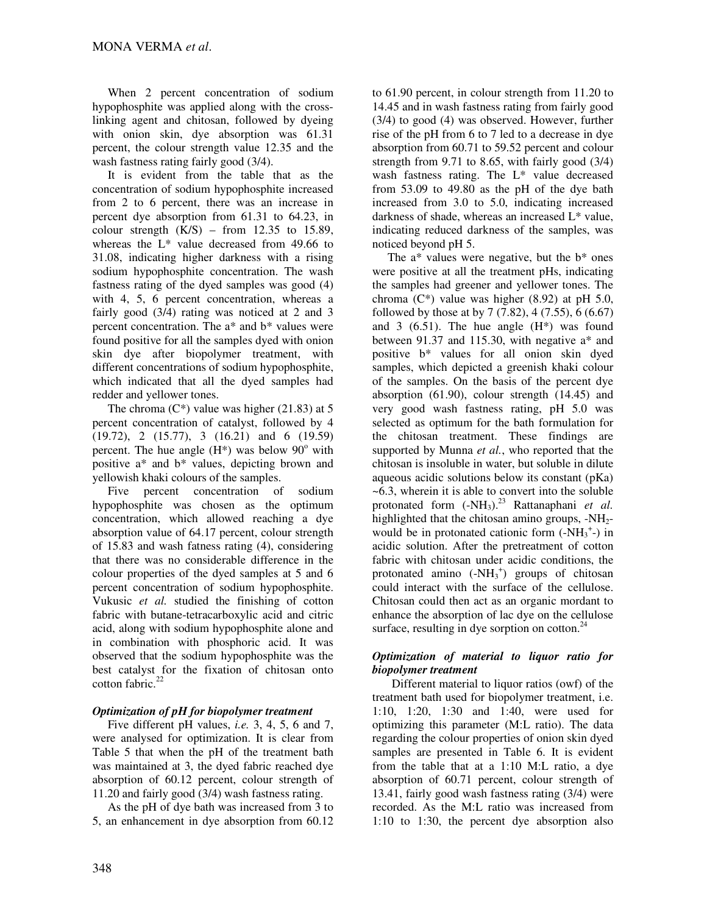When 2 percent concentration of sodium hypophosphite was applied along with the cross-linking agent and chitosan, followed by dyeing with onion skin, dye absorption was 61.31 percent, the colour strength value 12.35 and the wash fastness rating fairly good (3/4).

It is evident from the table that as the concentration of sodium hypophosphite increased from 2 to 6 percent, there was an increase in percent dye absorption from 61.31 to 64.23, in colour strength (K/S) – from 12.35 to 15.89, whereas the L* value decreased from 49.66 to 31.08, indicating higher darkness with a rising sodium hypophosphite concentration. The wash fastness rating of the dyed samples was good (4) with 4, 5, 6 percent concentration, whereas a fairly good (3/4) rating was noticed at 2 and 3 percent concentration. The a* and b* values were found positive for all the samples dyed with onion skin dye after biopolymer treatment, with different concentrations of sodium hypophosphite, which indicated that all the dyed samples had redder and yellower tones.

The chroma (C*) value was higher (21.83) at 5 percent concentration of catalyst, followed by 4 (19.72), 2 (15.77), 3 (16.21) and 6 (19.59) percent. The hue angle (H*) was below 90° with positive a* and b* values, depicting brown and yellowish khaki colours of the samples.

Five percent concentration of sodium hypophosphite was chosen as the optimum concentration, which allowed reaching a dye absorption value of 64.17 percent, colour strength of 15.83 and wash fatness rating (4), considering that there was no considerable difference in the colour properties of the dyed samples at 5 and 6 percent concentration of sodium hypophosphite. Vukusic *et al.* studied the finishing of cotton fabric with butane-tetracarboxylic acid and citric acid, along with sodium hypophosphite alone and in combination with phosphoric acid. It was observed that the sodium hypophosphite was the best catalyst for the fixation of chitosan onto cotton fabric.[22]

### *Optimization of pH for biopolymer treatment*

Five different pH values, *i.e.* 3, 4, 5, 6 and 7, were analysed for optimization. It is clear from Table 5 that when the pH of the treatment bath was maintained at 3, the dyed fabric reached dye absorption of 60.12 percent, colour strength of 11.20 and fairly good (3/4) wash fastness rating.

As the pH of dye bath was increased from 3 to 5, an enhancement in dye absorption from 60.12 to 61.90 percent, in colour strength from 11.20 to 14.45 and in wash fastness rating from fairly good (3/4) to good (4) was observed. However, further rise of the pH from 6 to 7 led to a decrease in dye absorption from 60.71 to 59.52 percent and colour strength from 9.71 to 8.65, with fairly good (3/4) wash fastness rating. The L* value decreased from 53.09 to 49.80 as the pH of the dye bath increased from 3.0 to 5.0, indicating increased darkness of shade, whereas an increased L* value, indicating reduced darkness of the samples, was noticed beyond pH 5.

The a* values were negative, but the b* ones were positive at all the treatment pHs, indicating the samples had greener and yellower tones. The chroma (C*) value was higher (8.92) at pH 5.0, followed by those at by 7 (7.82), 4 (7.55), 6 (6.67) and 3 (6.51). The hue angle (H*) was found between 91.37 and 115.30, with negative a* and positive b* values for all onion skin dyed samples, which depicted a greenish khaki colour of the samples. On the basis of the percent dye absorption (61.90), colour strength (14.45) and very good wash fastness rating, pH 5.0 was selected as optimum for the bath formulation for the chitosan treatment. These findings are supported by Munna *et al.*, who reported that the chitosan is insoluble in water, but soluble in dilute aqueous acidic solutions below its constant (pKa) ~6.3, wherein it is able to convert into the soluble protonated form (-$NH_3$).[23] Rattanaphani *et al.* highlighted that the chitosan amino groups, -$NH_2$- would be in protonated cationic form (-$NH_3^+$-) in acidic solution. After the pretreatment of cotton fabric with chitosan under acidic conditions, the protonated amino (-$NH_3^+$) groups of chitosan could interact with the surface of the cellulose. Chitosan could then act as an organic mordant to enhance the absorption of lac dye on the cellulose surface, resulting in dye sorption on cotton.[24]

### *Optimization of material to liquor ratio for biopolymer treatment*

Different material to liquor ratios (owf) of the treatment bath used for biopolymer treatment, i.e. 1:10, 1:20, 1:30 and 1:40, were used for optimizing this parameter (M:L ratio). The data regarding the colour properties of onion skin dyed samples are presented in Table 6. It is evident from the table that at a 1:10 M:L ratio, a dye absorption of 60.71 percent, colour strength of 13.41, fairly good wash fastness rating (3/4) were recorded. As the M:L ratio was increased from 1:10 to 1:30, the percent dye absorption also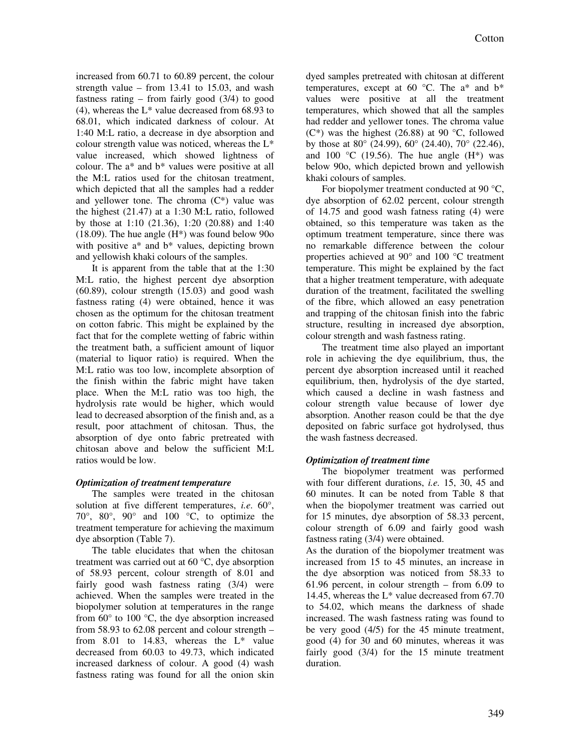increased from 60.71 to 60.89 percent, the colour strength value – from 13.41 to 15.03, and wash fastness rating – from fairly good (3/4) to good (4), whereas the L* value decreased from 68.93 to 68.01, which indicated darkness of colour. At 1:40 M:L ratio, a decrease in dye absorption and colour strength value was noticed, whereas the L* value increased, which showed lightness of colour. The a* and b* values were positive at all the M:L ratios used for the chitosan treatment, which depicted that all the samples had a redder and yellower tone. The chroma (C*) value was the highest (21.47) at a 1:30 M:L ratio, followed by those at 1:10 (21.36), 1:20 (20.88) and 1:40 (18.09). The hue angle (H*) was found below 90o with positive a* and b* values, depicting brown and yellowish khaki colours of the samples.

It is apparent from the table that at the 1:30 M:L ratio, the highest percent dye absorption (60.89), colour strength (15.03) and good wash fastness rating (4) were obtained, hence it was chosen as the optimum for the chitosan treatment on cotton fabric. This might be explained by the fact that for the complete wetting of fabric within the treatment bath, a sufficient amount of liquor (material to liquor ratio) is required. When the M:L ratio was too low, incomplete absorption of the finish within the fabric might have taken place. When the M:L ratio was too high, the hydrolysis rate would be higher, which would lead to decreased absorption of the finish and, as a result, poor attachment of chitosan. Thus, the absorption of dye onto fabric pretreated with chitosan above and below the sufficient M:L ratios would be low.

### *Optimization of treatment temperature*

The samples were treated in the chitosan solution at five different temperatures, *i.e.* 60°, 70°, 80°, 90° and 100 °C, to optimize the treatment temperature for achieving the maximum dye absorption (Table 7).

The table elucidates that when the chitosan treatment was carried out at 60 °C, dye absorption of 58.93 percent, colour strength of 8.01 and fairly good wash fastness rating (3/4) were achieved. When the samples were treated in the biopolymer solution at temperatures in the range from 60° to 100 °C, the dye absorption increased from 58.93 to 62.08 percent and colour strength – from 8.01 to 14.83, whereas the L* value decreased from 60.03 to 49.73, which indicated increased darkness of colour. A good (4) wash fastness rating was found for all the onion skin dyed samples pretreated with chitosan at different temperatures, except at 60 °C. The a* and b* values were positive at all the treatment temperatures, which showed that all the samples had redder and yellower tones. The chroma value (C*) was the highest (26.88) at 90 °C, followed by those at 80° (24.99), 60° (24.40), 70° (22.46), and 100 °C (19.56). The hue angle (H*) was below 90o, which depicted brown and yellowish khaki colours of samples.

For biopolymer treatment conducted at 90 °C, dye absorption of 62.02 percent, colour strength of 14.75 and good wash fatness rating (4) were obtained, so this temperature was taken as the optimum treatment temperature, since there was no remarkable difference between the colour properties achieved at 90° and 100 °C treatment temperature. This might be explained by the fact that a higher treatment temperature, with adequate duration of the treatment, facilitated the swelling of the fibre, which allowed an easy penetration and trapping of the chitosan finish into the fabric structure, resulting in increased dye absorption, colour strength and wash fastness rating.

The treatment time also played an important role in achieving the dye equilibrium, thus, the percent dye absorption increased until it reached equilibrium, then, hydrolysis of the dye started, which caused a decline in wash fastness and colour strength value because of lower dye absorption. Another reason could be that the dye deposited on fabric surface got hydrolysed, thus the wash fastness decreased.

### *Optimization of treatment time*

The biopolymer treatment was performed with four different durations, *i.e.* 15, 30, 45 and 60 minutes. It can be noted from Table 8 that when the biopolymer treatment was carried out for 15 minutes, dye absorption of 58.33 percent, colour strength of 6.09 and fairly good wash fastness rating (3/4) were obtained.

As the duration of the biopolymer treatment was increased from 15 to 45 minutes, an increase in the dye absorption was noticed from 58.33 to 61.96 percent, in colour strength – from 6.09 to 14.45, whereas the L* value decreased from 67.70 to 54.02, which means the darkness of shade increased. The wash fastness rating was found to be very good (4/5) for the 45 minute treatment, good (4) for 30 and 60 minutes, whereas it was fairly good (3/4) for the 15 minute treatment duration.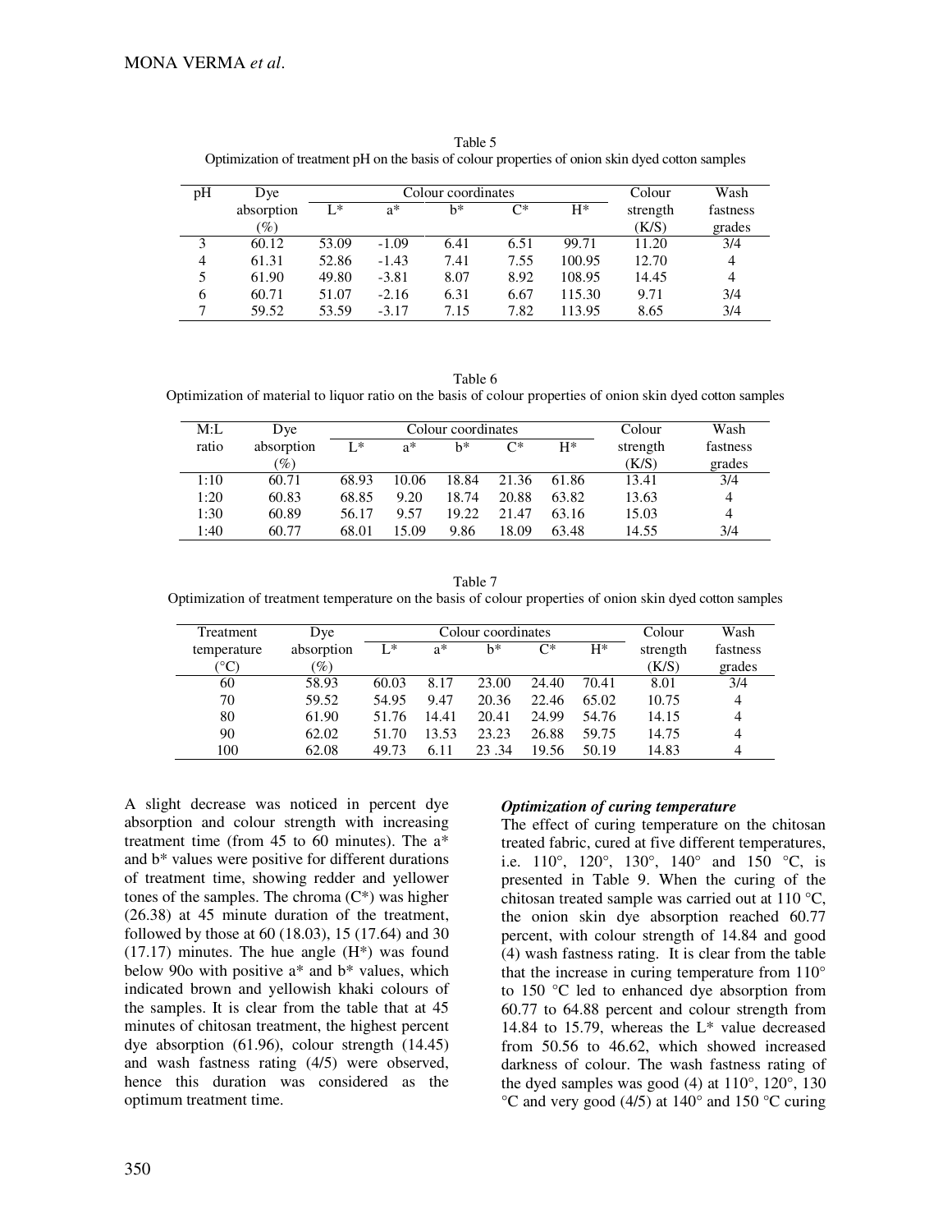Table 5
Optimization of treatment pH on the basis of colour properties of onion skin dyed cotton samples

| pH | Dye absorption (%) | Colour coordinates | | | | | Colour strength (K/S) | Wash fastness grades |
|---|---|---|---|---|---|---|---|---|
| | | L* | a* | b* | C* | H* | | |
| 3 | 60.12 | 53.09 | -1.09 | 6.41 | 6.51 | 99.71 | 11.20 | 3/4 |
| 4 | 61.31 | 52.86 | -1.43 | 7.41 | 7.55 | 100.95 | 12.70 | 4 |
| 5 | 61.90 | 49.80 | -3.81 | 8.07 | 8.92 | 108.95 | 14.45 | 4 |
| 6 | 60.71 | 51.07 | -2.16 | 6.31 | 6.67 | 115.30 | 9.71 | 3/4 |
| 7 | 59.52 | 53.59 | -3.17 | 7.15 | 7.82 | 113.95 | 8.65 | 3/4 |

Table 6
Optimization of material to liquor ratio on the basis of colour properties of onion skin dyed cotton samples

| M:L ratio | Dye absorption (%) | Colour coordinates | | | | | Colour strength (K/S) | Wash fastness grades |
|---|---|---|---|---|---|---|---|---|
| | | L* | a* | b* | C* | H* | | |
| 1:10 | 60.71 | 68.93 | 10.06 | 18.84 | 21.36 | 61.86 | 13.41 | 3/4 |
| 1:20 | 60.83 | 68.85 | 9.20 | 18.74 | 20.88 | 63.82 | 13.63 | 4 |
| 1:30 | 60.89 | 56.17 | 9.57 | 19.22 | 21.47 | 63.16 | 15.03 | 4 |
| 1:40 | 60.77 | 68.01 | 15.09 | 9.86 | 18.09 | 63.48 | 14.55 | 3/4 |

Table 7
Optimization of treatment temperature on the basis of colour properties of onion skin dyed cotton samples

| Treatment temperature (°C) | Dye absorption (%) | Colour coordinates | | | | | Colour strength (K/S) | Wash fastness grades |
|---|---|---|---|---|---|---|---|---|
| | | L* | a* | b* | C* | H* | | |
| 60 | 58.93 | 60.03 | 8.17 | 23.00 | 24.40 | 70.41 | 8.01 | 3/4 |
| 70 | 59.52 | 54.95 | 9.47 | 20.36 | 22.46 | 65.02 | 10.75 | 4 |
| 80 | 61.90 | 51.76 | 14.41 | 20.41 | 24.99 | 54.76 | 14.15 | 4 |
| 90 | 62.02 | 51.70 | 13.53 | 23.23 | 26.88 | 59.75 | 14.75 | 4 |
| 100 | 62.08 | 49.73 | 6.11 | 23 .34 | 19.56 | 50.19 | 14.83 | 4 |

A slight decrease was noticed in percent dye absorption and colour strength with increasing treatment time (from 45 to 60 minutes). The a* and b* values were positive for different durations of treatment time, showing redder and yellower tones of the samples. The chroma (C*) was higher (26.38) at 45 minute duration of the treatment, followed by those at 60 (18.03), 15 (17.64) and 30 (17.17) minutes. The hue angle (H*) was found below 90o with positive a* and b* values, which indicated brown and yellowish khaki colours of the samples. It is clear from the table that at 45 minutes of chitosan treatment, the highest percent dye absorption (61.96), colour strength (14.45) and wash fastness rating (4/5) were observed, hence this duration was considered as the optimum treatment time.

***Optimization of curing temperature***

The effect of curing temperature on the chitosan treated fabric, cured at five different temperatures, i.e. 110°, 120°, 130°, 140° and 150 °C, is presented in Table 9. When the curing of the chitosan treated sample was carried out at 110 °C, the onion skin dye absorption reached 60.77 percent, with colour strength of 14.84 and good (4) wash fastness rating. It is clear from the table that the increase in curing temperature from 110° to 150 °C led to enhanced dye absorption from 60.77 to 64.88 percent and colour strength from 14.84 to 15.79, whereas the L* value decreased from 50.56 to 46.62, which showed increased darkness of colour. The wash fastness rating of the dyed samples was good (4) at 110°, 120°, 130 °C and very good (4/5) at 140° and 150 °C curing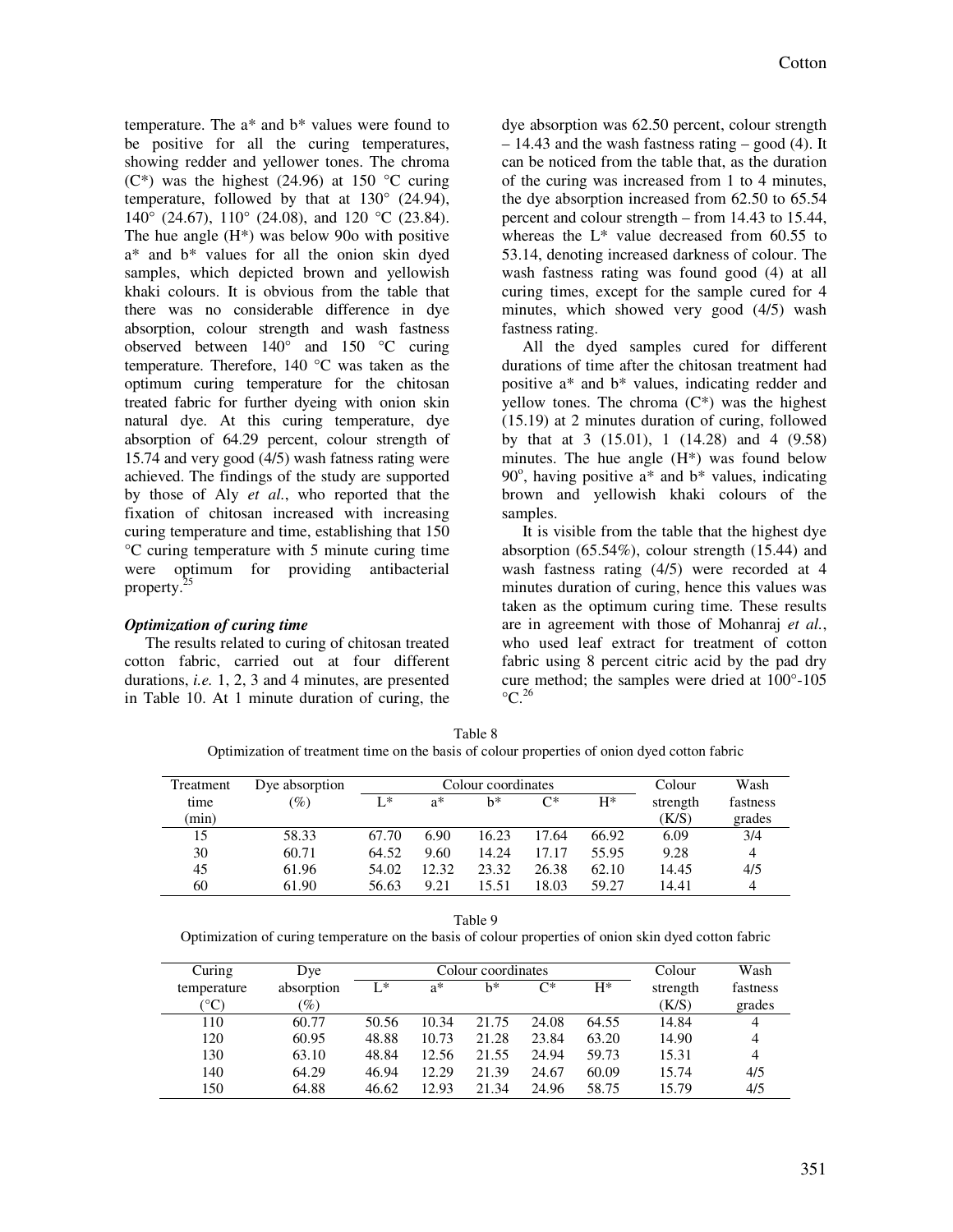temperature. The a* and b* values were found to be positive for all the curing temperatures, showing redder and yellower tones. The chroma (C*) was the highest (24.96) at 150 °C curing temperature, followed by that at 130° (24.94), 140° (24.67), 110° (24.08), and 120 °C (23.84). The hue angle (H*) was below 90o with positive a* and b* values for all the onion skin dyed samples, which depicted brown and yellowish khaki colours. It is obvious from the table that there was no considerable difference in dye absorption, colour strength and wash fastness observed between 140° and 150 °C curing temperature. Therefore, 140 °C was taken as the optimum curing temperature for the chitosan treated fabric for further dyeing with onion skin natural dye. At this curing temperature, dye absorption of 64.29 percent, colour strength of 15.74 and very good (4/5) wash fatness rating were achieved. The findings of the study are supported by those of Aly *et al.*, who reported that the fixation of chitosan increased with increasing curing temperature and time, establishing that 150 °C curing temperature with 5 minute curing time were optimum for providing antibacterial property.[25]

### *Optimization of curing time*

The results related to curing of chitosan treated cotton fabric, carried out at four different durations, *i.e.* 1, 2, 3 and 4 minutes, are presented in Table 10. At 1 minute duration of curing, the dye absorption was 62.50 percent, colour strength – 14.43 and the wash fastness rating – good (4). It can be noticed from the table that, as the duration of the curing was increased from 1 to 4 minutes, the dye absorption increased from 62.50 to 65.54 percent and colour strength – from 14.43 to 15.44, whereas the L* value decreased from 60.55 to 53.14, denoting increased darkness of colour. The wash fastness rating was found good (4) at all curing times, except for the sample cured for 4 minutes, which showed very good (4/5) wash fastness rating.

All the dyed samples cured for different durations of time after the chitosan treatment had positive a* and b* values, indicating redder and yellow tones. The chroma (C*) was the highest (15.19) at 2 minutes duration of curing, followed by that at 3 (15.01), 1 (14.28) and 4 (9.58) minutes. The hue angle (H*) was found below $90^{o}$, having positive a* and b* values, indicating brown and yellowish khaki colours of the samples.

It is visible from the table that the highest dye absorption (65.54%), colour strength (15.44) and wash fastness rating (4/5) were recorded at 4 minutes duration of curing, hence this values was taken as the optimum curing time. These results are in agreement with those of Mohanraj *et al.*, who used leaf extract for treatment of cotton fabric using 8 percent citric acid by the pad dry cure method; the samples were dried at 100°-105 °C.[26]

Table 8
Optimization of treatment time on the basis of colour properties of onion dyed cotton fabric

| Treatment time (min) | Dye absorption (%) | Colour coordinates | | | | | Colour strength (K/S) | Wash fastness grades |
|---|---|---|---|---|---|---|---|---|
| | | L* | a* | b* | C* | H* | | |
| 15 | 58.33 | 67.70 | 6.90 | 16.23 | 17.64 | 66.92 | 6.09 | 3/4 |
| 30 | 60.71 | 64.52 | 9.60 | 14.24 | 17.17 | 55.95 | 9.28 | 4 |
| 45 | 61.96 | 54.02 | 12.32 | 23.32 | 26.38 | 62.10 | 14.45 | 4/5 |
| 60 | 61.90 | 56.63 | 9.21 | 15.51 | 18.03 | 59.27 | 14.41 | 4 |

Table 9
Optimization of curing temperature on the basis of colour properties of onion skin dyed cotton fabric

| Curing temperature (°C) | Dye absorption (%) | Colour coordinates | | | | | Colour strength (K/S) | Wash fastness grades |
|---|---|---|---|---|---|---|---|---|
| | | L* | a* | b* | C* | H* | | |
| 110 | 60.77 | 50.56 | 10.34 | 21.75 | 24.08 | 64.55 | 14.84 | 4 |
| 120 | 60.95 | 48.88 | 10.73 | 21.28 | 23.84 | 63.20 | 14.90 | 4 |
| 130 | 63.10 | 48.84 | 12.56 | 21.55 | 24.94 | 59.73 | 15.31 | 4 |
| 140 | 64.29 | 46.94 | 12.29 | 21.39 | 24.67 | 60.09 | 15.74 | 4/5 |
| 150 | 64.88 | 46.62 | 12.93 | 21.34 | 24.96 | 58.75 | 15.79 | 4/5 |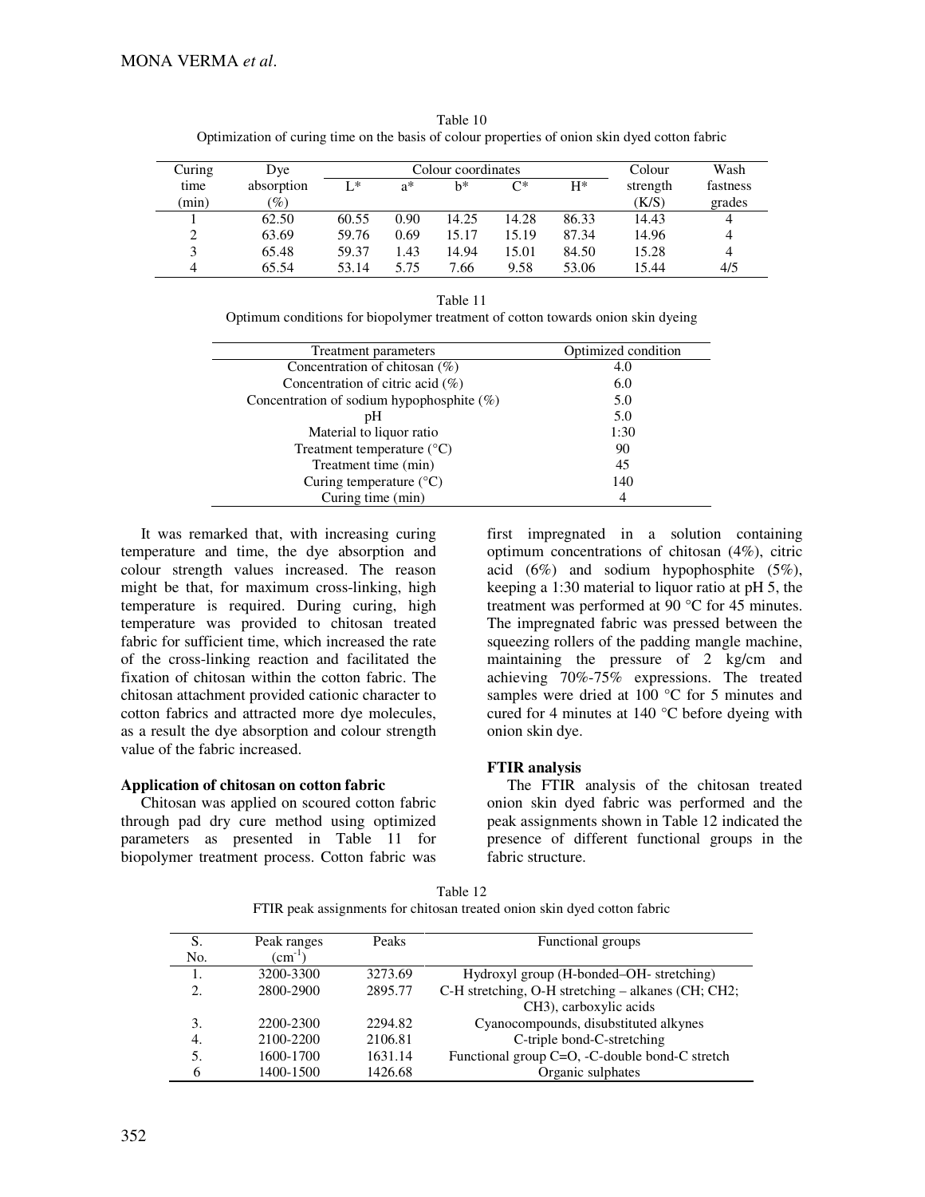Table 10
Optimization of curing time on the basis of colour properties of onion skin dyed cotton fabric

| Curing time (min) | Dye absorption (%) | Colour coordinates | | | | | Colour strength (K/S) | Wash fastness grades |
|---|---|---|---|---|---|---|---|---|
| | | L* | a* | b* | C* | H* | | |
| 1 | 62.50 | 60.55 | 0.90 | 14.25 | 14.28 | 86.33 | 14.43 | 4 |
| 2 | 63.69 | 59.76 | 0.69 | 15.17 | 15.19 | 87.34 | 14.96 | 4 |
| 3 | 65.48 | 59.37 | 1.43 | 14.94 | 15.01 | 84.50 | 15.28 | 4 |
| 4 | 65.54 | 53.14 | 5.75 | 7.66 | 9.58 | 53.06 | 15.44 | 4/5 |

Table 11
Optimum conditions for biopolymer treatment of cotton towards onion skin dyeing

| Treatment parameters | Optimized condition |
|---|---|
| Concentration of chitosan (%) | 4.0 |
| Concentration of citric acid (%) | 6.0 |
| Concentration of sodium hypophosphite (%) | 5.0 |
| pH | 5.0 |
| Material to liquor ratio | 1:30 |
| Treatment temperature (°C) | 90 |
| Treatment time (min) | 45 |
| Curing temperature (°C) | 140 |
| Curing time (min) | 4 |

It was remarked that, with increasing curing temperature and time, the dye absorption and colour strength values increased. The reason might be that, for maximum cross-linking, high temperature is required. During curing, high temperature was provided to chitosan treated fabric for sufficient time, which increased the rate of the cross-linking reaction and facilitated the fixation of chitosan within the cotton fabric. The chitosan attachment provided cationic character to cotton fabrics and attracted more dye molecules, as a result the dye absorption and colour strength value of the fabric increased.

**Application of chitosan on cotton fabric**

Chitosan was applied on scoured cotton fabric through pad dry cure method using optimized parameters as presented in Table 11 for biopolymer treatment process. Cotton fabric was first impregnated in a solution containing optimum concentrations of chitosan (4%), citric acid (6%) and sodium hypophosphite (5%), keeping a 1:30 material to liquor ratio at pH 5, the treatment was performed at 90 °C for 45 minutes. The impregnated fabric was pressed between the squeezing rollers of the padding mangle machine, maintaining the pressure of 2 kg/cm and achieving 70%-75% expressions. The treated samples were dried at 100 °C for 5 minutes and cured for 4 minutes at 140 °C before dyeing with onion skin dye.

**FTIR analysis**

The FTIR analysis of the chitosan treated onion skin dyed fabric was performed and the peak assignments shown in Table 12 indicated the presence of different functional groups in the fabric structure.

Table 12
FTIR peak assignments for chitosan treated onion skin dyed cotton fabric

| S. No. | Peak ranges ($cm^{-1}$) | Peaks | Functional groups |
|---|---|---|---|
| 1. | 3200-3300 | 3273.69 | Hydroxyl group (H-bonded–OH- stretching) |
| 2. | 2800-2900 | 2895.77 | C-H stretching, O-H stretching – alkanes (CH; CH2; CH3), carboxylic acids |
| 3. | 2200-2300 | 2294.82 | Cyanocompounds, disubstituted alkynes |
| 4. | 2100-2200 | 2106.81 | C-triple bond-C-stretching |
| 5. | 1600-1700 | 1631.14 | Functional group C=O, -C-double bond-C stretch |
| 6 | 1400-1500 | 1426.68 | Organic sulphates |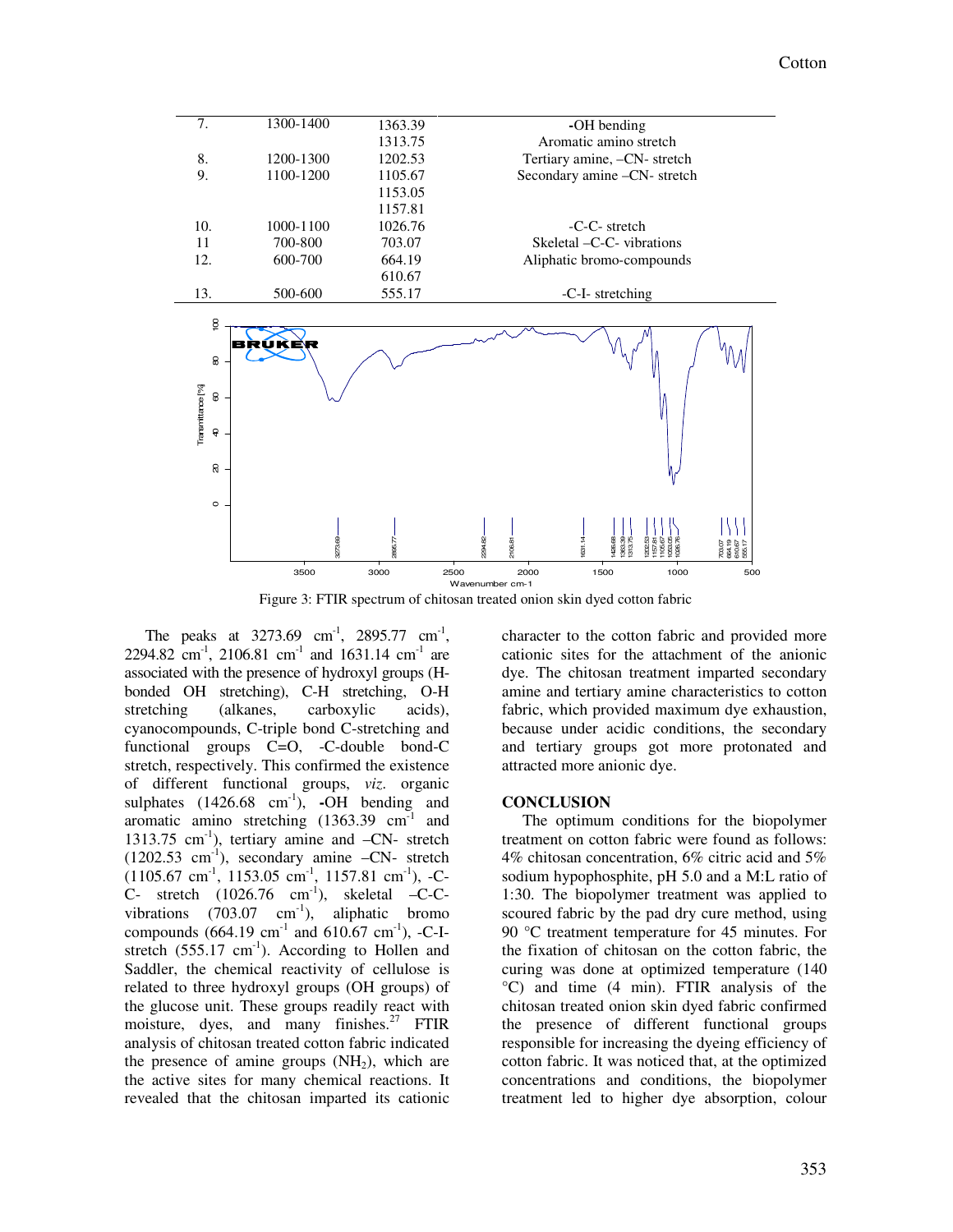| 7. | 1300-1400 | 1363.39 | -OH bending |
|---|---|---|---|
| | | 1313.75 | Aromatic amino stretch |
| 8. | 1200-1300 | 1202.53 | Tertiary amine, –CN- stretch |
| 9. | 1100-1200 | 1105.67 | Secondary amine –CN- stretch |
| | | 1153.05 | |
| | | 1157.81 | |
| 10. | 1000-1100 | 1026.76 | -C-C- stretch |
| 11 | 700-800 | 703.07 | Skeletal –C-C- vibrations |
| 12. | 600-700 | 664.19 | Aliphatic bromo-compounds |
| | | 610.67 | |
| 13. | 500-600 | 555.17 | -C-I- stretching |

Figure 3: FTIR spectrum of chitosan treated onion skin dyed cotton fabric

The peaks at 3273.69 $cm^{-1}$, 2895.77 $cm^{-1}$, 2294.82 $cm^{-1}$, 2106.81 $cm^{-1}$ and 1631.14 $cm^{-1}$ are associated with the presence of hydroxyl groups (H-bonded OH stretching), C-H stretching, O-H stretching (alkanes, carboxylic acids), cyanocompounds, C-triple bond C-stretching and functional groups C=O, -C-double bond-C stretch, respectively. This confirmed the existence of different functional groups, *viz.* organic sulphates (1426.68 $cm^{-1}$), -OH bending and aromatic amino stretching (1363.39 $cm^{-1}$ and 1313.75 $cm^{-1}$), tertiary amine and –CN- stretch (1202.53 $cm^{-1}$), secondary amine –CN- stretch (1105.67 $cm^{-1}$, 1153.05 $cm^{-1}$, 1157.81 $cm^{-1}$), -C-C- stretch (1026.76 $cm^{-1}$), skeletal –C-C- vibrations (703.07 $cm^{-1}$), aliphatic bromo compounds (664.19 $cm^{-1}$ and 610.67 $cm^{-1}$), -C-I- stretch (555.17 $cm^{-1}$). According to Hollen and Saddler, the chemical reactivity of cellulose is related to three hydroxyl groups (OH groups) of the glucose unit. These groups readily react with moisture, dyes, and many finishes.[27] FTIR analysis of chitosan treated cotton fabric indicated the presence of amine groups ($NH_2$), which are the active sites for many chemical reactions. It revealed that the chitosan imparted its cationic character to the cotton fabric and provided more cationic sites for the attachment of the anionic dye. The chitosan treatment imparted secondary amine and tertiary amine characteristics to cotton fabric, which provided maximum dye exhaustion, because under acidic conditions, the secondary and tertiary groups got more protonated and attracted more anionic dye.

## CONCLUSION

The optimum conditions for the biopolymer treatment on cotton fabric were found as follows: 4% chitosan concentration, 6% citric acid and 5% sodium hypophosphite, pH 5.0 and a M:L ratio of 1:30. The biopolymer treatment was applied to scoured fabric by the pad dry cure method, using 90 °C treatment temperature for 45 minutes. For the fixation of chitosan on the cotton fabric, the curing was done at optimized temperature (140 °C) and time (4 min). FTIR analysis of the chitosan treated onion skin dyed fabric confirmed the presence of different functional groups responsible for increasing the dyeing efficiency of cotton fabric. It was noticed that, at the optimized concentrations and conditions, the biopolymer treatment led to higher dye absorption, colour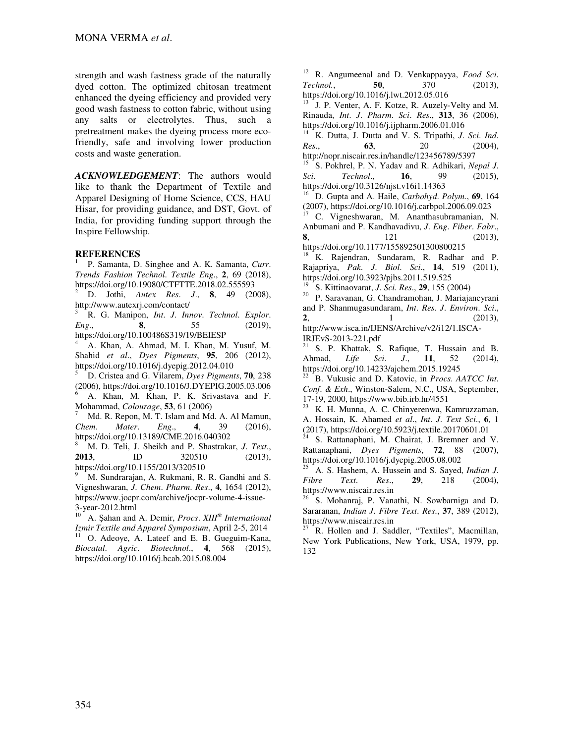strength and wash fastness grade of the naturally dyed cotton. The optimized chitosan treatment enhanced the dyeing efficiency and provided very good wash fastness to cotton fabric, without using any salts or electrolytes. Thus, such a pretreatment makes the dyeing process more eco-friendly, safe and involving lower production costs and waste generation.

***ACKNOWLEDGEMENT***: The authors would like to thank the Department of Textile and Apparel Designing of Home Science, CCS, HAU Hisar, for providing guidance, and DST, Govt. of India, for providing funding support through the Inspire Fellowship.

## REFERENCES

[1] P. Samanta, D. Singhee and A. K. Samanta, *Curr. Trends Fashion Technol. Textile Eng.*, **2**, 69 (2018), https://doi.org/10.19080/CTFTTE.2018.02.555593

[2] D. Jothi, *Autex Res. J.*, **8**, 49 (2008), http://www.autexrj.com/contact/

[3] R. G. Manipon, *Int. J. Innov. Technol. Explor. Eng.*, **8**, 55 (2019), https://doi.org/10.100486S319/19/BEIESP

[4] A. Khan, A. Ahmad, M. I. Khan, M. Yusuf, M. Shahid *et al.*, *Dyes Pigments*, **95**, 206 (2012), https://doi.org/10.1016/j.dyepig.2012.04.010

[5] D. Cristea and G. Vilarem, *Dyes Pigments*, **70**, 238 (2006), https://doi.org/10.1016/J.DYEPIG.2005.03.006

[6] A. Khan, M. Khan, P. K. Srivastava and F. Mohammad, *Colourage*, **53**, 61 (2006)

[7] Md. R. Repon, M. T. Islam and Md. A. Al Mamun, *Chem. Mater. Eng.*, **4**, 39 (2016), https://doi.org/10.13189/CME.2016.040302

[8] M. D. Teli, J. Sheikh and P. Shastrakar, *J. Text.*, **2013**, ID 320510 (2013), https://doi.org/10.1155/2013/320510

[9] M. Sundrarajan, A. Rukmani, R. R. Gandhi and S. Vigneshwaran, *J. Chem. Pharm. Res.*, **4**, 1654 (2012), https://www.jocpr.com/archive/jocpr-volume-4-issue-3-year-2012.html

[10] A. Şahan and A. Demir, *Procs. XIII<sup>th</sup> International Izmir Textile and Apparel Symposium*, April 2-5, 2014

[11] O. Adeoye, A. Lateef and E. B. Gueguim-Kana, *Biocatal. Agric. Biotechnol.*, **4**, 568 (2015), https://doi.org/10.1016/j.bcab.2015.08.004

[12] R. Angumeenal and D. Venkappayya, *Food Sci. Technol.*, **50**, 370 (2013), https://doi.org/10.1016/j.lwt.2012.05.016

[13] J. P. Venter, A. F. Kotze, R. Auzely-Velty and M. Rinauda, *Int. J. Pharm. Sci. Res.*, **313**, 36 (2006), https://doi.org/10.1016/j.ijpharm.2006.01.016

[14] K. Dutta, J. Dutta and V. S. Tripathi, *J. Sci. Ind. Res.*, **63**, 20 (2004), http://nopr.niscair.res.in/handle/123456789/5397

[15] S. Pokhrel, P. N. Yadav and R. Adhikari, *Nepal J. Sci. Technol.*, **16**, 99 (2015), https://doi.org/10.3126/njst.v16i1.14363

[16] D. Gupta and A. Haile, *Carbohyd. Polym.*, **69**, 164 (2007), https://doi.org/10.1016/j.carbpol.2006.09.023

[17] C. Vigneshwaran, M. Ananthasubramanian, N. Anbumani and P. Kandhavadivu, *J. Eng. Fiber. Fabr.*, **8**, 121 (2013), https://doi.org/10.1177/155892501300800215

[18] K. Rajendran, Sundaram, R. Radhar and P. Rajapriya, *Pak. J. Biol. Sci.*, **14**, 519 (2011), https://doi.org/10.3923/pjbs.2011.519.525

[19] S. Kittinaovarat, *J. Sci. Res.*, **29**, 155 (2004)

[20] P. Saravanan, G. Chandramohan, J. Mariajancyrani and P. Shanmugasundaram, *Int. Res. J. Environ. Sci.*, **2**, 1 (2013), http://www.isca.in/IJENS/Archive/v2/i12/1.ISCA-IRJEvS-2013-221.pdf

[21] S. P. Khattak, S. Rafique, T. Hussain and B. Ahmad, *Life Sci. J.*, **11**, 52 (2014), https://doi.org/10.14233/ajchem.2015.19245

[22] B. Vukusic and D. Katovic, in *Procs. AATCC Int. Conf. & Exh.*, Winston-Salem, N.C., USA, September, 17-19, 2000, https://www.bib.irb.hr/4551

[23] K. H. Munna, A. C. Chinyerenwa, Kamruzzaman, A. Hossain, K. Ahamed *et al.*, *Int. J. Text Sci.*, **6**, 1 (2017), https://doi.org/10.5923/j.textile.20170601.01

[24] S. Rattanaphani, M. Chairat, J. Bremner and V. Rattanaphani, *Dyes Pigments*, **72**, 88 (2007), https://doi.org/10.1016/j.dyepig.2005.08.002

[25] A. S. Hashem, A. Hussein and S. Sayed, *Indian J. Fibre Text. Res.*, **29**, 218 (2004), https://www.niscair.res.in

[26] S. Mohanraj, P. Vanathi, N. Sowbarniga and D. Sararanan, *Indian J. Fibre Text. Res.*, **37**, 389 (2012), https://www.niscair.res.in

[27] R. Hollen and J. Saddler, "Textiles", Macmillan, New York Publications, New York, USA, 1979, pp. 132